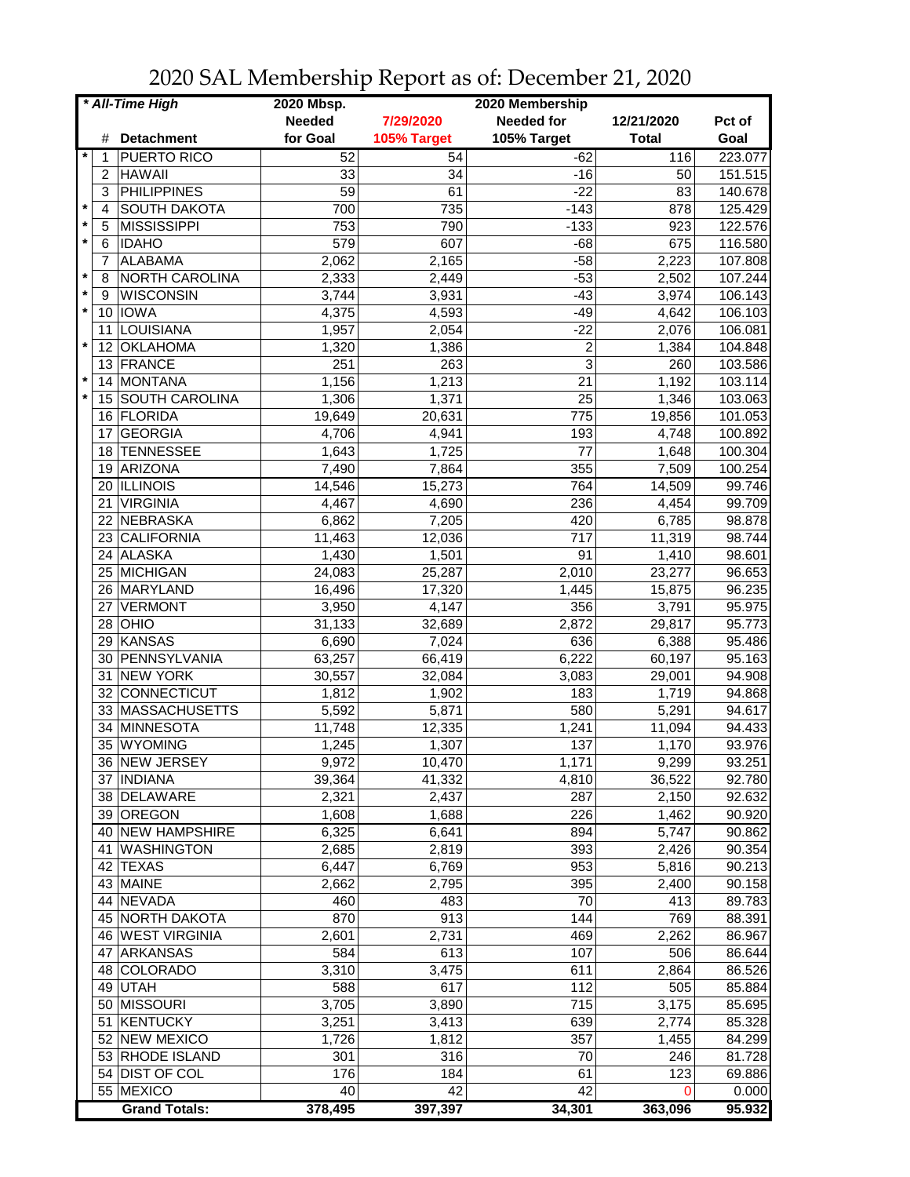# 2020 SAL Membership Report as of: December 21, 2020

| * All-Time High | | | 2020 Mbsp. | | 2020 Membership | | |
|---|---|---|---|---|---|---|---|
| | # | Detachment | Needed for Goal | 7/29/2020 105% Target | Needed for 105% Target | 12/21/2020 Total | Pct of Goal |
| * | 1 | PUERTO RICO | 52 | 54 | -62 | 116 | 223.077 |
| | 2 | HAWAII | 33 | 34 | -16 | 50 | 151.515 |
| | 3 | PHILIPPINES | 59 | 61 | -22 | 83 | 140.678 |
| * | 4 | SOUTH DAKOTA | 700 | 735 | -143 | 878 | 125.429 |
| * | 5 | MISSISSIPPI | 753 | 790 | -133 | 923 | 122.576 |
| * | 6 | IDAHO | 579 | 607 | -68 | 675 | 116.580 |
| | 7 | ALABAMA | 2,062 | 2,165 | -58 | 2,223 | 107.808 |
| * | 8 | NORTH CAROLINA | 2,333 | 2,449 | -53 | 2,502 | 107.244 |
| * | 9 | WISCONSIN | 3,744 | 3,931 | -43 | 3,974 | 106.143 |
| * | 10 | IOWA | 4,375 | 4,593 | -49 | 4,642 | 106.103 |
| | 11 | LOUISIANA | 1,957 | 2,054 | -22 | 2,076 | 106.081 |
| * | 12 | OKLAHOMA | 1,320 | 1,386 | 2 | 1,384 | 104.848 |
| | 13 | FRANCE | 251 | 263 | 3 | 260 | 103.586 |
| * | 14 | MONTANA | 1,156 | 1,213 | 21 | 1,192 | 103.114 |
| * | 15 | SOUTH CAROLINA | 1,306 | 1,371 | 25 | 1,346 | 103.063 |
| | 16 | FLORIDA | 19,649 | 20,631 | 775 | 19,856 | 101.053 |
| | 17 | GEORGIA | 4,706 | 4,941 | 193 | 4,748 | 100.892 |
| | 18 | TENNESSEE | 1,643 | 1,725 | 77 | 1,648 | 100.304 |
| | 19 | ARIZONA | 7,490 | 7,864 | 355 | 7,509 | 100.254 |
| | 20 | ILLINOIS | 14,546 | 15,273 | 764 | 14,509 | 99.746 |
| | 21 | VIRGINIA | 4,467 | 4,690 | 236 | 4,454 | 99.709 |
| | 22 | NEBRASKA | 6,862 | 7,205 | 420 | 6,785 | 98.878 |
| | 23 | CALIFORNIA | 11,463 | 12,036 | 717 | 11,319 | 98.744 |
| | 24 | ALASKA | 1,430 | 1,501 | 91 | 1,410 | 98.601 |
| | 25 | MICHIGAN | 24,083 | 25,287 | 2,010 | 23,277 | 96.653 |
| | 26 | MARYLAND | 16,496 | 17,320 | 1,445 | 15,875 | 96.235 |
| | 27 | VERMONT | 3,950 | 4,147 | 356 | 3,791 | 95.975 |
| | 28 | OHIO | 31,133 | 32,689 | 2,872 | 29,817 | 95.773 |
| | 29 | KANSAS | 6,690 | 7,024 | 636 | 6,388 | 95.486 |
| | 30 | PENNSYLVANIA | 63,257 | 66,419 | 6,222 | 60,197 | 95.163 |
| | 31 | NEW YORK | 30,557 | 32,084 | 3,083 | 29,001 | 94.908 |
| | 32 | CONNECTICUT | 1,812 | 1,902 | 183 | 1,719 | 94.868 |
| | 33 | MASSACHUSETTS | 5,592 | 5,871 | 580 | 5,291 | 94.617 |
| | 34 | MINNESOTA | 11,748 | 12,335 | 1,241 | 11,094 | 94.433 |
| | 35 | WYOMING | 1,245 | 1,307 | 137 | 1,170 | 93.976 |
| | 36 | NEW JERSEY | 9,972 | 10,470 | 1,171 | 9,299 | 93.251 |
| | 37 | INDIANA | 39,364 | 41,332 | 4,810 | 36,522 | 92.780 |
| | 38 | DELAWARE | 2,321 | 2,437 | 287 | 2,150 | 92.632 |
| | 39 | OREGON | 1,608 | 1,688 | 226 | 1,462 | 90.920 |
| | 40 | NEW HAMPSHIRE | 6,325 | 6,641 | 894 | 5,747 | 90.862 |
| | 41 | WASHINGTON | 2,685 | 2,819 | 393 | 2,426 | 90.354 |
| | 42 | TEXAS | 6,447 | 6,769 | 953 | 5,816 | 90.213 |
| | 43 | MAINE | 2,662 | 2,795 | 395 | 2,400 | 90.158 |
| | 44 | NEVADA | 460 | 483 | 70 | 413 | 89.783 |
| | 45 | NORTH DAKOTA | 870 | 913 | 144 | 769 | 88.391 |
| | 46 | WEST VIRGINIA | 2,601 | 2,731 | 469 | 2,262 | 86.967 |
| | 47 | ARKANSAS | 584 | 613 | 107 | 506 | 86.644 |
| | 48 | COLORADO | 3,310 | 3,475 | 611 | 2,864 | 86.526 |
| | 49 | UTAH | 588 | 617 | 112 | 505 | 85.884 |
| | 50 | MISSOURI | 3,705 | 3,890 | 715 | 3,175 | 85.695 |
| | 51 | KENTUCKY | 3,251 | 3,413 | 639 | 2,774 | 85.328 |
| | 52 | NEW MEXICO | 1,726 | 1,812 | 357 | 1,455 | 84.299 |
| | 53 | RHODE ISLAND | 301 | 316 | 70 | 246 | 81.728 |
| | 54 | DIST OF COL | 176 | 184 | 61 | 123 | 69.886 |
| | 55 | MEXICO | 40 | 42 | 42 | 0 | 0.000 |
| | | **Grand Totals:** | **378,495** | **397,397** | **34,301** | **363,096** | **95.932** |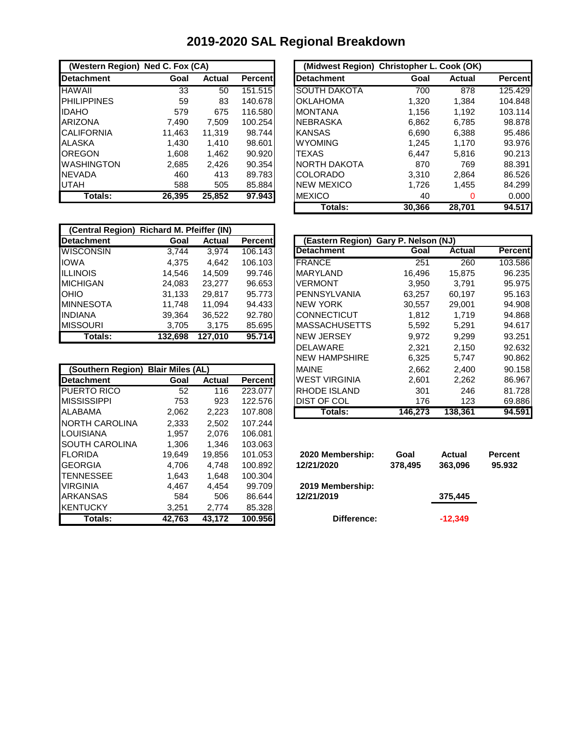# 2019-2020 SAL Regional Breakdown

| (Western Region) Ned C. Fox (CA) | | | |
|---|---|---|---|
| **Detachment** | **Goal** | **Actual** | **Percent** |
| HAWAII | 33 | 50 | 151.515 |
| PHILIPPINES | 59 | 83 | 140.678 |
| IDAHO | 579 | 675 | 116.580 |
| ARIZONA | 7,490 | 7,509 | 100.254 |
| CALIFORNIA | 11,463 | 11,319 | 98.744 |
| ALASKA | 1,430 | 1,410 | 98.601 |
| OREGON | 1,608 | 1,462 | 90.920 |
| WASHINGTON | 2,685 | 2,426 | 90.354 |
| NEVADA | 460 | 413 | 89.783 |
| UTAH | 588 | 505 | 85.884 |
| **Totals:** | **26,395** | **25,852** | **97.943** |

| (Midwest Region) Christopher L. Cook (OK) | | | |
|---|---|---|---|
| **Detachment** | **Goal** | **Actual** | **Percent** |
| SOUTH DAKOTA | 700 | 878 | 125.429 |
| OKLAHOMA | 1,320 | 1,384 | 104.848 |
| MONTANA | 1,156 | 1,192 | 103.114 |
| NEBRASKA | 6,862 | 6,785 | 98.878 |
| KANSAS | 6,690 | 6,388 | 95.486 |
| WYOMING | 1,245 | 1,170 | 93.976 |
| TEXAS | 6,447 | 5,816 | 90.213 |
| NORTH DAKOTA | 870 | 769 | 88.391 |
| COLORADO | 3,310 | 2,864 | 86.526 |
| NEW MEXICO | 1,726 | 1,455 | 84.299 |
| MEXICO | 40 | 0 | 0.000 |
| **Totals:** | **30,366** | **28,701** | **94.517** |

| (Central Region) Richard M. Pfeiffer (IN) | | | |
|---|---|---|---|
| **Detachment** | **Goal** | **Actual** | **Percent** |
| WISCONSIN | 3,744 | 3,974 | 106.143 |
| IOWA | 4,375 | 4,642 | 106.103 |
| ILLINOIS | 14,546 | 14,509 | 99.746 |
| MICHIGAN | 24,083 | 23,277 | 96.653 |
| OHIO | 31,133 | 29,817 | 95.773 |
| MINNESOTA | 11,748 | 11,094 | 94.433 |
| INDIANA | 39,364 | 36,522 | 92.780 |
| MISSOURI | 3,705 | 3,175 | 85.695 |
| **Totals:** | **132,698** | **127,010** | **95.714** |

| (Eastern Region) Gary P. Nelson (NJ) | | | |
|---|---|---|---|
| **Detachment** | **Goal** | **Actual** | **Percent** |
| FRANCE | 251 | 260 | 103.586 |
| MARYLAND | 16,496 | 15,875 | 96.235 |
| VERMONT | 3,950 | 3,791 | 95.975 |
| PENNSYLVANIA | 63,257 | 60,197 | 95.163 |
| NEW YORK | 30,557 | 29,001 | 94.908 |
| CONNECTICUT | 1,812 | 1,719 | 94.868 |
| MASSACHUSETTS | 5,592 | 5,291 | 94.617 |
| NEW JERSEY | 9,972 | 9,299 | 93.251 |
| DELAWARE | 2,321 | 2,150 | 92.632 |
| NEW HAMPSHIRE | 6,325 | 5,747 | 90.862 |
| MAINE | 2,662 | 2,400 | 90.158 |
| WEST VIRGINIA | 2,601 | 2,262 | 86.967 |
| RHODE ISLAND | 301 | 246 | 81.728 |
| DIST OF COL | 176 | 123 | 69.886 |
| **Totals:** | **146,273** | **138,361** | **94.591** |

| (Southern Region) Blair Miles (AL) | | | |
|---|---|---|---|
| **Detachment** | **Goal** | **Actual** | **Percent** |
| PUERTO RICO | 52 | 116 | 223.077 |
| MISSISSIPPI | 753 | 923 | 122.576 |
| ALABAMA | 2,062 | 2,223 | 107.808 |
| NORTH CAROLINA | 2,333 | 2,502 | 107.244 |
| LOUISIANA | 1,957 | 2,076 | 106.081 |
| SOUTH CAROLINA | 1,306 | 1,346 | 103.063 |
| FLORIDA | 19,649 | 19,856 | 101.053 |
| GEORGIA | 4,706 | 4,748 | 100.892 |
| TENNESSEE | 1,643 | 1,648 | 100.304 |
| VIRGINIA | 4,467 | 4,454 | 99.709 |
| ARKANSAS | 584 | 506 | 86.644 |
| KENTUCKY | 3,251 | 2,774 | 85.328 |
| **Totals:** | **42,763** | **43,172** | **100.956** |

| | **Goal** | **Actual** | **Percent** |
|---|---|---|---|
| **2020 Membership:** 12/21/2020 | 378,495 | 363,096 | 95.932 |
| **2019 Membership:** 12/21/2019 | | 375,445 | |
| **Difference:** | | -12,349 | |